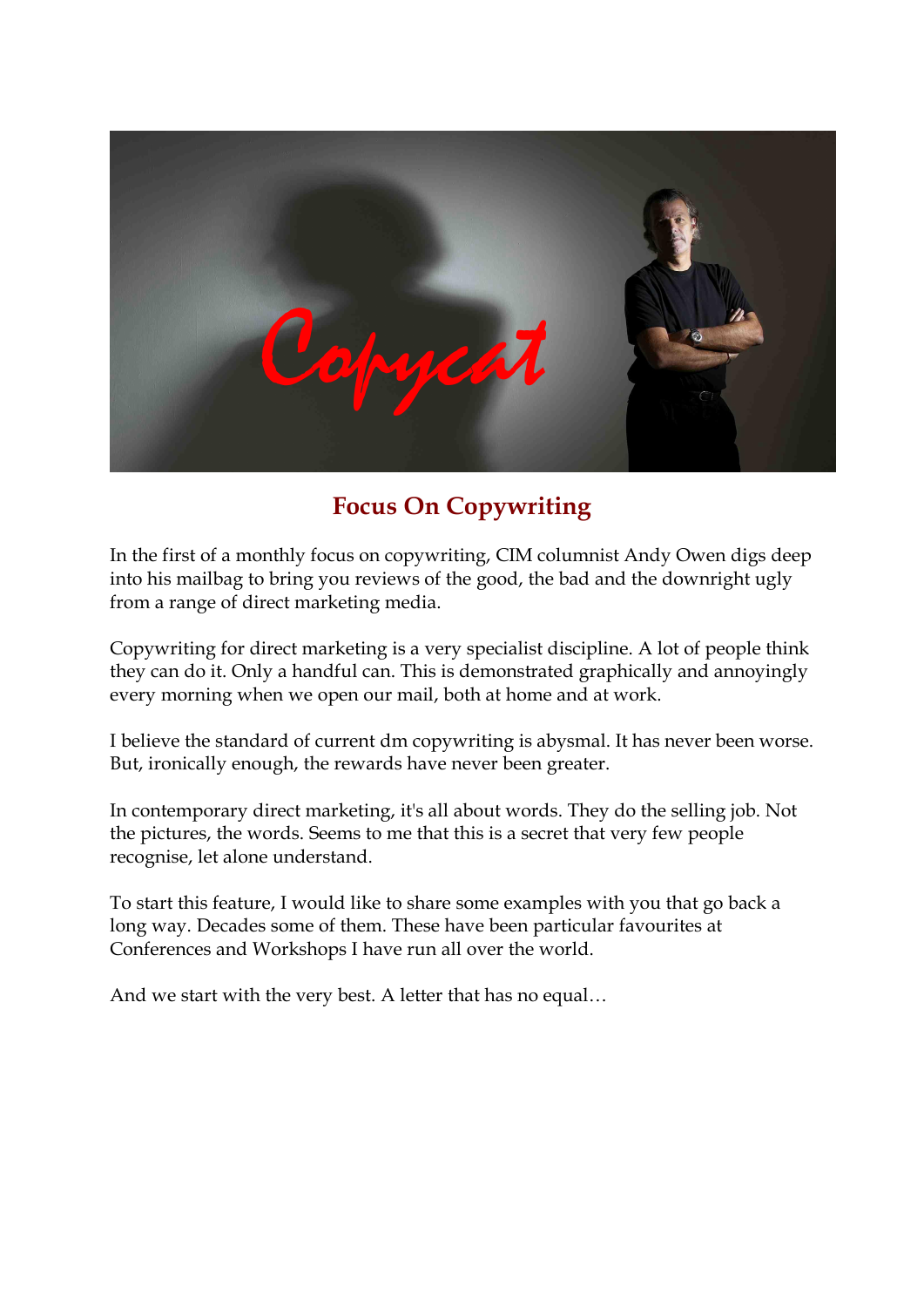## Focus On Copywriting

In the first of a monthly focus on copywriting, CIM columnist Andy Owen digs deep into his mailbag to bring you reviews of the good, the bad and the downright ugly from a range of direct marketing media.

Copywriting for direct marketing is a very specialist discipline. A lot of people think they can do it. Only a handful can. This is demonstrated graphically and annoyingly every morning when we open our mail, both at home and at work.

I believe the standard of current dm copywriting is abysmal. It has never been worse. But, ironically enough, the rewards have never been greater.

In contemporary direct marketing, it's all about words. They do the selling job. Not the pictures, the words. Seems to me that this is a secret that very few people recognise, let alone understand.

To start this feature, I would like to share some examples with you that go back a long way. Decades some of them. These have been particular favourites at Conferences and Workshops I have run all over the world.

And we start with the very best. A letter that has no equal…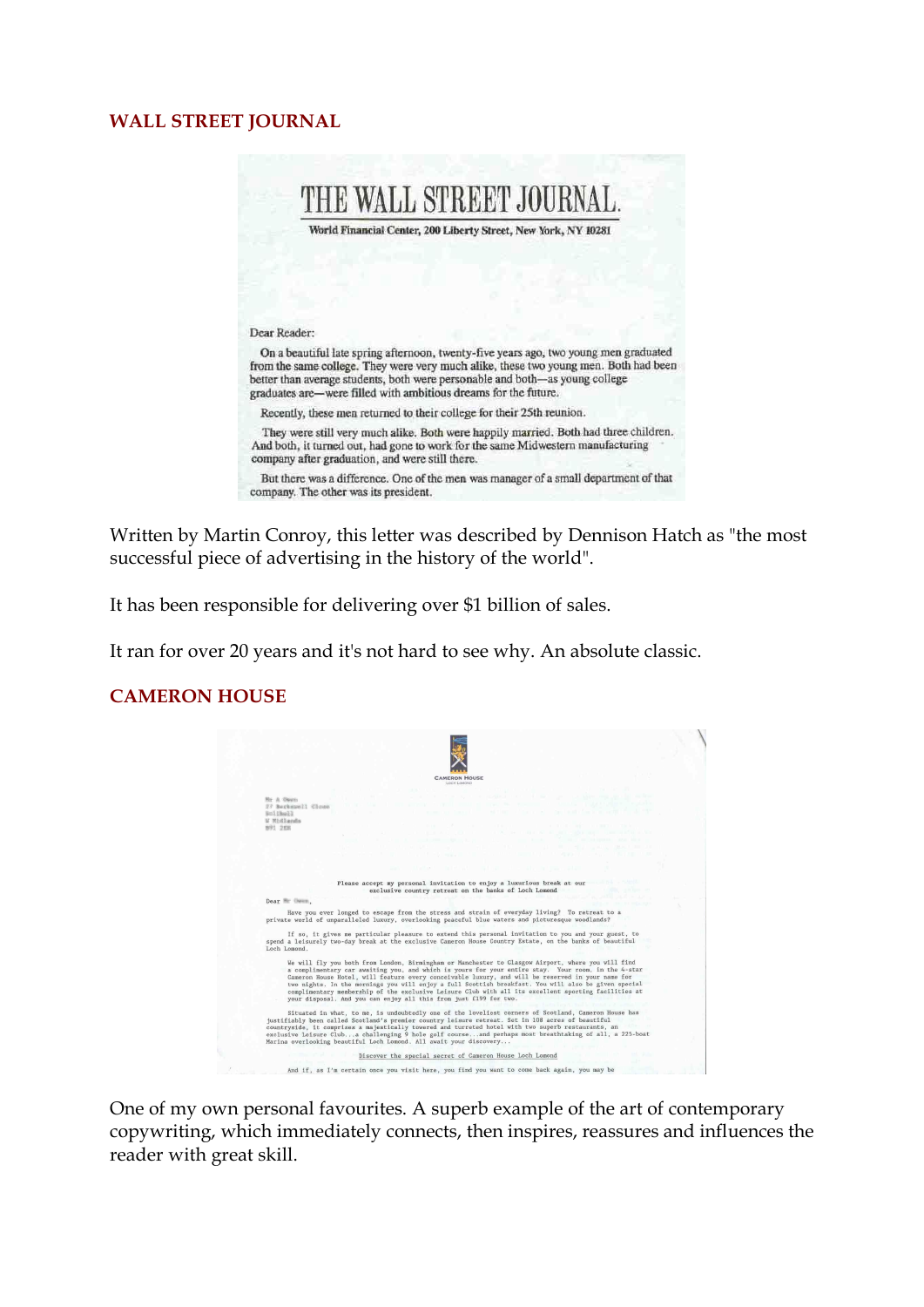## WALL STREET JOURNAL

THE WALL STREET JOURNAL.

World Financial Center, 200 Liberty Street, New York, NY 10281

Dear Reader:

On a beautiful late spring afternoon, twenty-five years ago, two young men graduated from the same college. They were very much alike, these two young men. Both had been better than average students, both were personable and both—as young college graduates are—were filled with ambitious dreams for the future.

Recently, these men returned to their college for their 25th reunion.

They were still very much alike. Both were happily married. Both had three children. And both, it turned out, had gone to work for the same Midwestern manufacturing company after graduation, and were still there.

But there was a difference. One of the men was manager of a small department of that company. The other was its president.

Written by Martin Conroy, this letter was described by Dennison Hatch as "the most successful piece of advertising in the history of the world".

It has been responsible for delivering over $1 billion of sales.

It ran for over 20 years and it's not hard to see why. An absolute classic.

## CAMERON HOUSE

CAMERON HOUSE

Please accept my personal invitation to enjoy a luxurious break at our exclusive country retreat on the banks of Loch Lomond

Have you ever longed to escape from the stress and strain of everyday living? To retreat to a private world of unparalleled luxury, overlooking peaceful blue waters and picturesque woodlands?

If so, it gives me particular pleasure to extend this personal invitation to you and your guest, to spend a leisurely two-day break at the exclusive Cameron House Country Estate, on the banks of beautiful Loch Lomond.

We will fly you both from London, Birmingham or Manchester to Glasgow Airport, where you will find a complimentary car awaiting you, and which is yours for your entire stay. Your room, in the 4-star Cameron House Hotel, will feature every conceivable luxury, and will be reserved in your name for two nights. In the mornings you will enjoy a full Scottish breakfast. You will also be given special complimentary membership of the exclusive Leisure Club with all its excellent sporting facilities at your disposal. And you can enjoy all this from just £199 for two.

Situated in what, to me, is undoubtedly one of the loveliest corners of Scotland, Cameron House has justifiably been called Scotland's premier country leisure retreat. Set in 108 acres of beautiful countryside, it comprises a majestically towered and turreted hotel with two superb restaurants, an exclusive Leisure Club...a challenging 9 hole golf course...and perhaps most breathtaking of all, a 225-boat Marina overlooking beautiful Loch Lomond. All await your discovery...

Discover the special secret of Cameron House Loch Lomond

And if, as I'm certain once you visit here, you find you want to come back again, you may be

One of my own personal favourites. A superb example of the art of contemporary copywriting, which immediately connects, then inspires, reassures and influences the reader with great skill.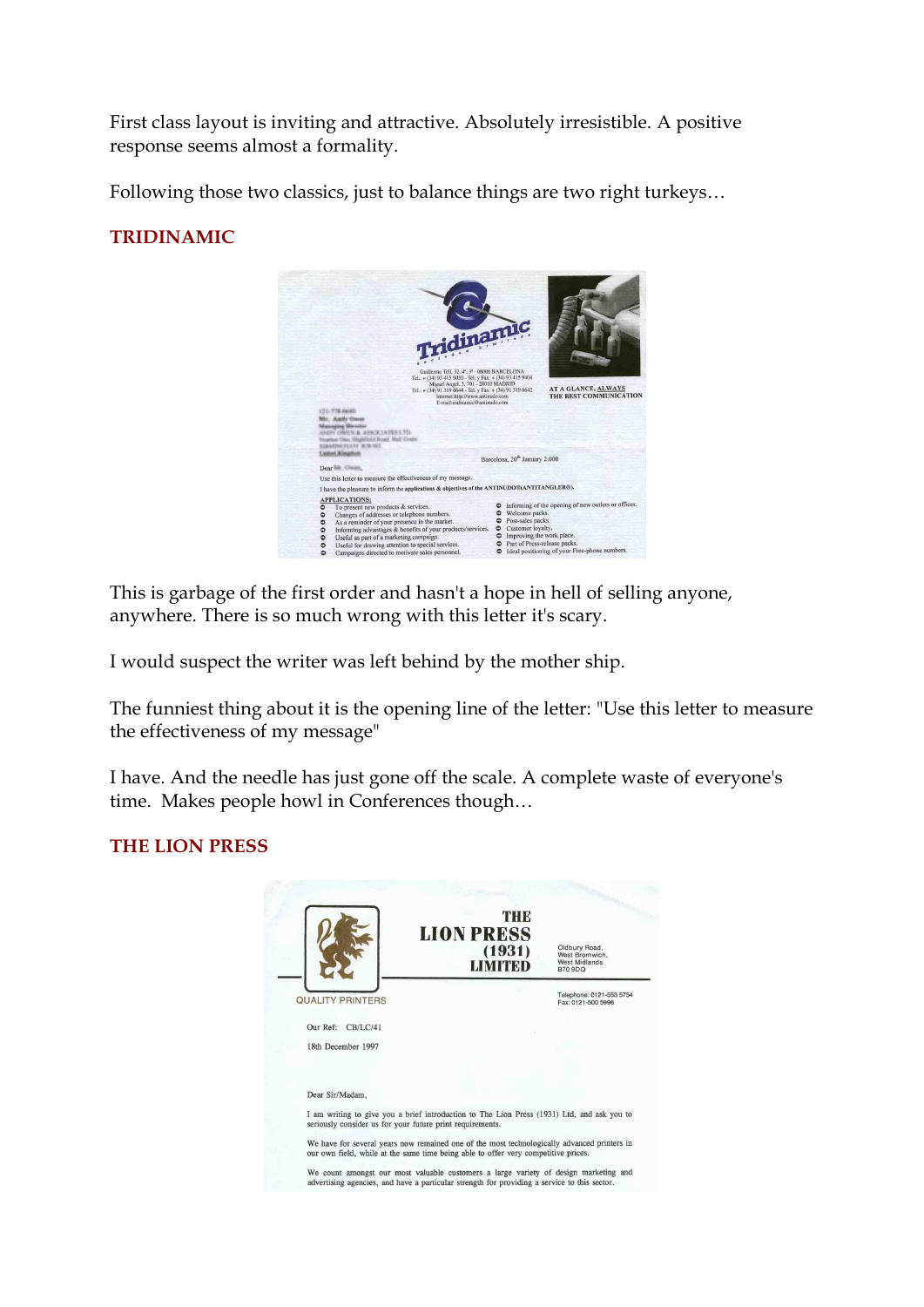First class layout is inviting and attractive. Absolutely irresistible. A positive response seems almost a formality.

Following those two classics, just to balance things are two right turkeys…

## TRIDINAMIC

This is garbage of the first order and hasn't a hope in hell of selling anyone, anywhere. There is so much wrong with this letter it's scary.

I would suspect the writer was left behind by the mother ship.

The funniest thing about it is the opening line of the letter: "Use this letter to measure the effectiveness of my message"

I have. And the needle has just gone off the scale. A complete waste of everyone's time. Makes people howl in Conferences though…

## THE LION PRESS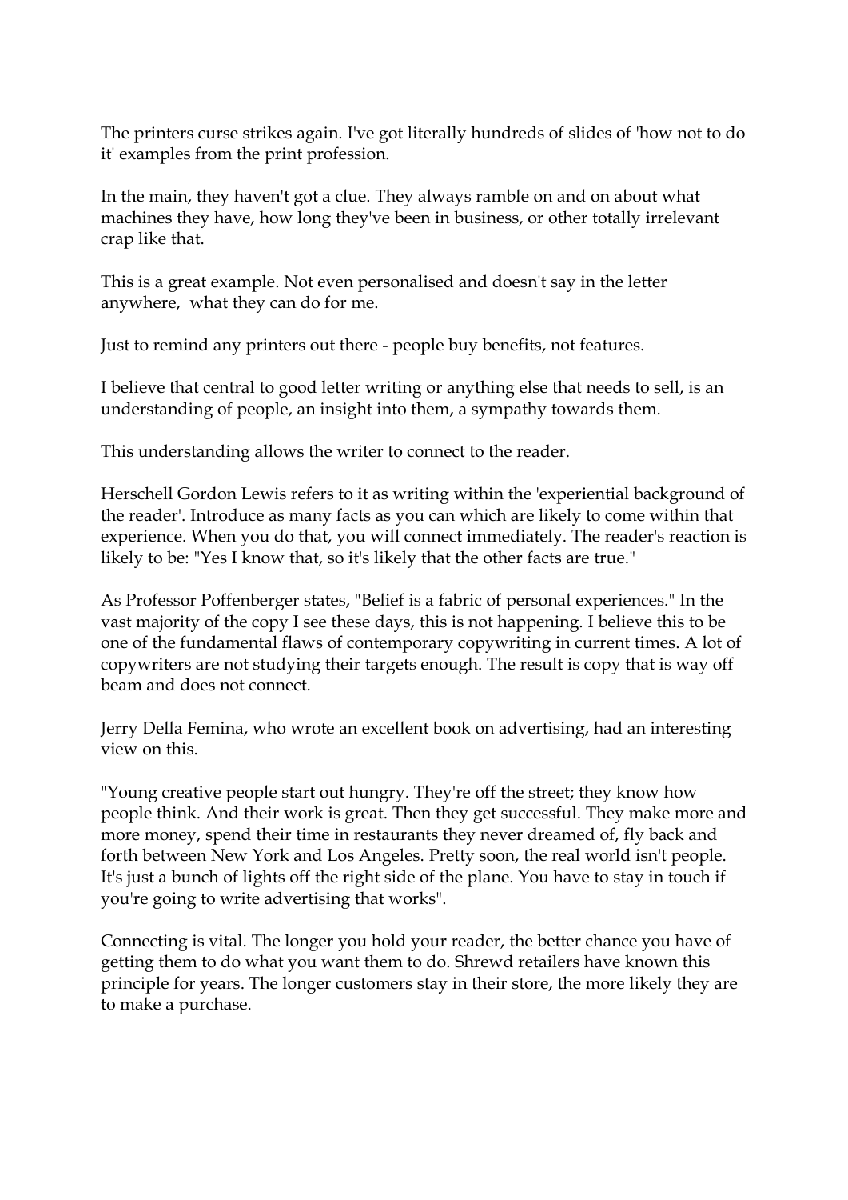The printers curse strikes again. I've got literally hundreds of slides of 'how not to do it' examples from the print profession.

In the main, they haven't got a clue. They always ramble on and on about what machines they have, how long they've been in business, or other totally irrelevant crap like that.

This is a great example. Not even personalised and doesn't say in the letter anywhere, what they can do for me.

Just to remind any printers out there - people buy benefits, not features.

I believe that central to good letter writing or anything else that needs to sell, is an understanding of people, an insight into them, a sympathy towards them.

This understanding allows the writer to connect to the reader.

Herschell Gordon Lewis refers to it as writing within the 'experiential background of the reader'. Introduce as many facts as you can which are likely to come within that experience. When you do that, you will connect immediately. The reader's reaction is likely to be: "Yes I know that, so it's likely that the other facts are true."

As Professor Poffenberger states, "Belief is a fabric of personal experiences." In the vast majority of the copy I see these days, this is not happening. I believe this to be one of the fundamental flaws of contemporary copywriting in current times. A lot of copywriters are not studying their targets enough. The result is copy that is way off beam and does not connect.

Jerry Della Femina, who wrote an excellent book on advertising, had an interesting view on this.

"Young creative people start out hungry. They're off the street; they know how people think. And their work is great. Then they get successful. They make more and more money, spend their time in restaurants they never dreamed of, fly back and forth between New York and Los Angeles. Pretty soon, the real world isn't people. It's just a bunch of lights off the right side of the plane. You have to stay in touch if you're going to write advertising that works".

Connecting is vital. The longer you hold your reader, the better chance you have of getting them to do what you want them to do. Shrewd retailers have known this principle for years. The longer customers stay in their store, the more likely they are to make a purchase.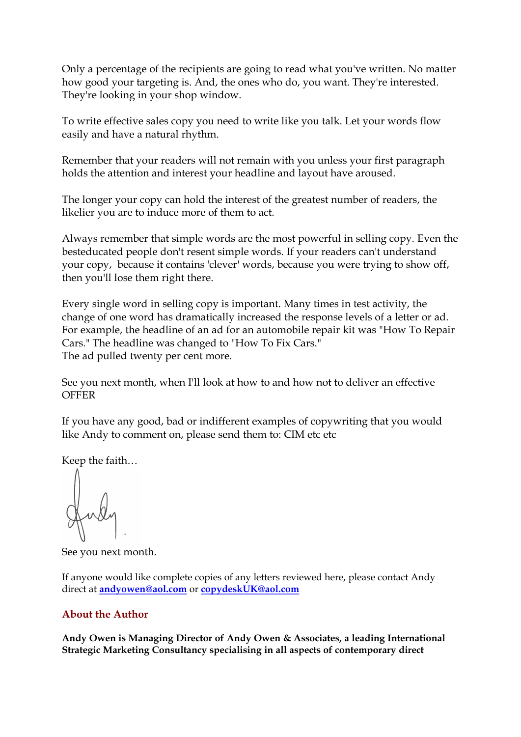Only a percentage of the recipients are going to read what you've written. No matter how good your targeting is. And, the ones who do, you want. They're interested. They're looking in your shop window.

To write effective sales copy you need to write like you talk. Let your words flow easily and have a natural rhythm.

Remember that your readers will not remain with you unless your first paragraph holds the attention and interest your headline and layout have aroused.

The longer your copy can hold the interest of the greatest number of readers, the likelier you are to induce more of them to act.

Always remember that simple words are the most powerful in selling copy. Even the besteducated people don't resent simple words. If your readers can't understand your copy, because it contains 'clever' words, because you were trying to show off, then you'll lose them right there.

Every single word in selling copy is important. Many times in test activity, the change of one word has dramatically increased the response levels of a letter or ad. For example, the headline of an ad for an automobile repair kit was "How To Repair Cars." The headline was changed to "How To Fix Cars."
The ad pulled twenty per cent more.

See you next month, when I'll look at how to and how not to deliver an effective OFFER

If you have any good, bad or indifferent examples of copywriting that you would like Andy to comment on, please send them to: CIM etc etc

Keep the faith…

Andy

See you next month.

If anyone would like complete copies of any letters reviewed here, please contact Andy direct at **andyowen@aol.com** or **copydeskUK@aol.com**

## About the Author

**Andy Owen is Managing Director of Andy Owen & Associates, a leading International Strategic Marketing Consultancy specialising in all aspects of contemporary direct**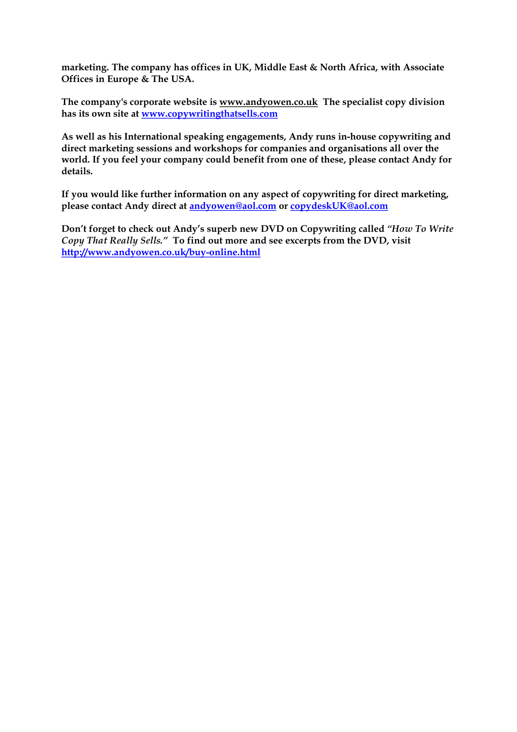**marketing. The company has offices in UK, Middle East & North Africa, with Associate Offices in Europe & The USA.**

**The company's corporate website is www.andyowen.co.uk The specialist copy division has its own site at www.copywritingthatsells.com**

**As well as his International speaking engagements, Andy runs in-house copywriting and direct marketing sessions and workshops for companies and organisations all over the world. If you feel your company could benefit from one of these, please contact Andy for details.**

**If you would like further information on any aspect of copywriting for direct marketing, please contact Andy direct at andyowen@aol.com or copydeskUK@aol.com**

**Don't forget to check out Andy's superb new DVD on Copywriting called *"How To Write Copy That Really Sells."* To find out more and see excerpts from the DVD, visit http://www.andyowen.co.uk/buy-online.html**